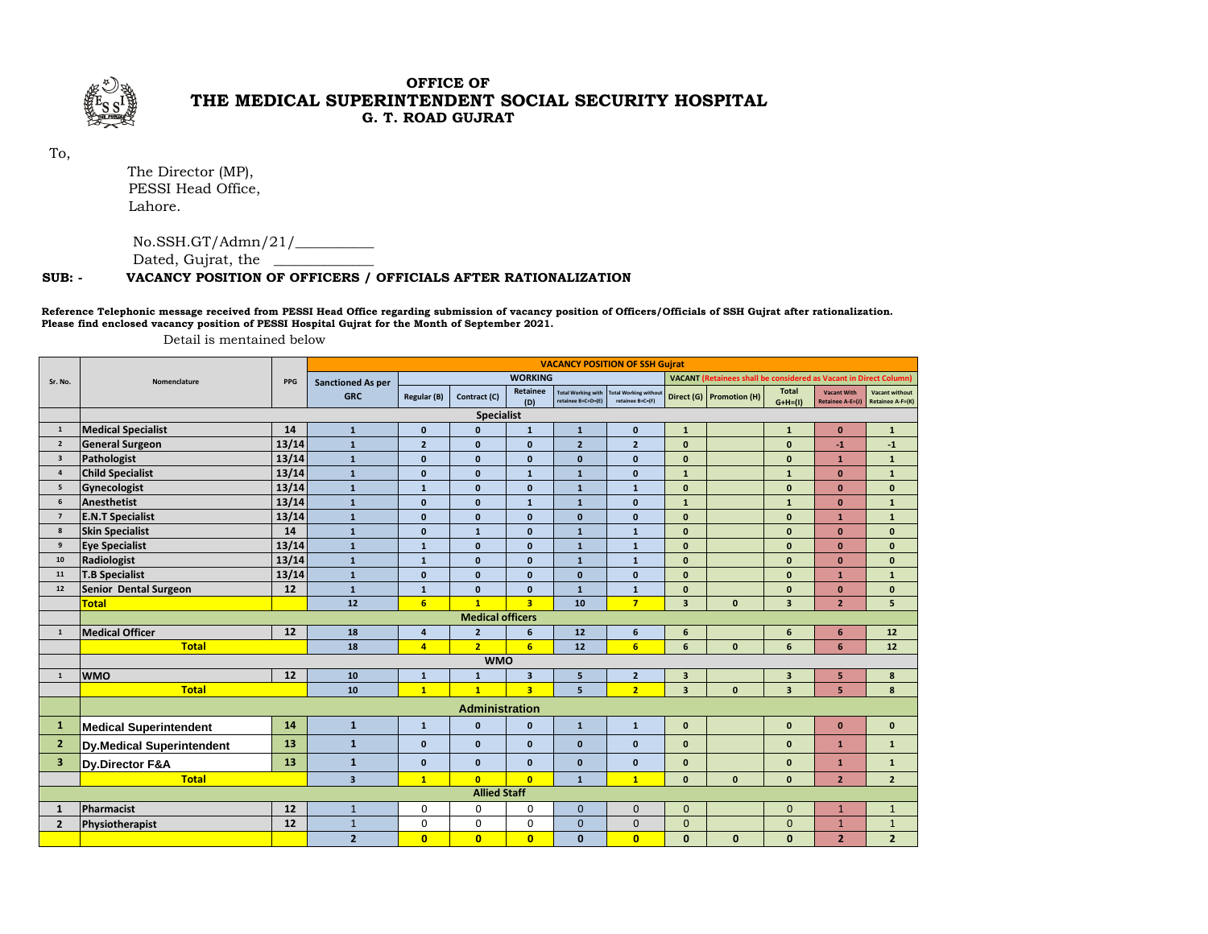**OFFICE OF**
# THE MEDICAL SUPERINTENDENT SOCIAL SECURITY HOSPITAL
**G. T. ROAD GUJRAT**

To,

The Director (MP),
PESSI Head Office,
Lahore.

No.SSH.GT/Admn/21/__________
Dated, Gujrat, the ____________

**SUB: - VACANCY POSITION OF OFFICERS / OFFICIALS AFTER RATIONALIZATION**

**Reference Telephonic message received from PESSI Head Office regarding submission of vacancy position of Officers/Officials of SSH Gujrat after rationalization. Please find enclosed vacancy position of PESSI Hospital Gujrat for the Month of September 2021.**

Detail is mentained below

| Sr. No. | Nomenclature | PPG | VACANCY POSITION OF SSH Gujrat | | | | | | | | | | |
|---|---|---|---|---|---|---|---|---|---|---|---|---|---|
| | | | Sanctioned As per GRC | WORKING | | | | | VACANT (Retainees shall be considered as Vacant in Direct Column) | | | | |
| | | | | Regular (B) | Contract (C) | Retainee (D) | Total Working with retainee B+C+D=(E) | Total Working without retainee B+C=(F) | Direct (G) | Promotion (H) | Total G+H=(I) | Vacant With Retainee A-E=(J) | Vacant without Retainee A-F=(K) |
| | **Specialist** | | | | | | | | | | | | |
| 1 | Medical Specialist | 14 | 1 | 0 | 0 | 1 | 1 | 0 | 1 | | 1 | 0 | 1 |
| 2 | General Surgeon | 13/14 | 1 | 2 | 0 | 0 | 2 | 2 | 0 | | 0 | -1 | -1 |
| 3 | Pathologist | 13/14 | 1 | 0 | 0 | 0 | 0 | 0 | 0 | | 0 | 1 | 1 |
| 4 | Child Specialist | 13/14 | 1 | 0 | 0 | 1 | 1 | 0 | 1 | | 1 | 0 | 1 |
| 5 | Gynecologist | 13/14 | 1 | 1 | 0 | 0 | 1 | 1 | 0 | | 0 | 0 | 0 |
| 6 | Anesthetist | 13/14 | 1 | 0 | 0 | 1 | 1 | 0 | 1 | | 1 | 0 | 1 |
| 7 | E.N.T Specialist | 13/14 | 1 | 0 | 0 | 0 | 0 | 0 | 0 | | 0 | 1 | 1 |
| 8 | Skin Specialist | 14 | 1 | 0 | 1 | 0 | 1 | 1 | 0 | | 0 | 0 | 0 |
| 9 | Eye Specialist | 13/14 | 1 | 1 | 0 | 0 | 1 | 1 | 0 | | 0 | 0 | 0 |
| 10 | Radiologist | 13/14 | 1 | 1 | 0 | 0 | 1 | 1 | 0 | | 0 | 0 | 0 |
| 11 | T.B Specialist | 13/14 | 1 | 0 | 0 | 0 | 0 | 0 | 0 | | 0 | 1 | 1 |
| 12 | Senior Dental Surgeon | 12 | 1 | 1 | 0 | 0 | 1 | 1 | 0 | | 0 | 0 | 0 |
| | **Total** | | 12 | 6 | 1 | 3 | 10 | 7 | 3 | 0 | 3 | 2 | 5 |
| | **Medical officers** | | | | | | | | | | | | |
| 1 | Medical Officer | 12 | 18 | 4 | 2 | 6 | 12 | 6 | 6 | | 6 | 6 | 12 |
| | **Total** | | 18 | 4 | 2 | 6 | 12 | 6 | 6 | 0 | 6 | 6 | 12 |
| | **WMO** | | | | | | | | | | | | |
| 1 | WMO | 12 | 10 | 1 | 1 | 3 | 5 | 2 | 3 | | 3 | 5 | 8 |
| | **Total** | | 10 | 1 | 1 | 3 | 5 | 2 | 3 | 0 | 3 | 5 | 8 |
| | **Administration** | | | | | | | | | | | | |
| 1 | Medical Superintendent | 14 | 1 | 1 | 0 | 0 | 1 | 1 | 0 | | 0 | 0 | 0 |
| 2 | Dy.Medical Superintendent | 13 | 1 | 0 | 0 | 0 | 0 | 0 | 0 | | 0 | 1 | 1 |
| 3 | Dy.Director F&A | 13 | 1 | 0 | 0 | 0 | 0 | 0 | 0 | | 0 | 1 | 1 |
| | **Total** | | 3 | 1 | 0 | 0 | 1 | 1 | 0 | 0 | 0 | 2 | 2 |
| | **Allied Staff** | | | | | | | | | | | | |
| 1 | Pharmacist | 12 | 1 | 0 | 0 | 0 | 0 | 0 | 0 | | 0 | 1 | 1 |
| 2 | Physiotherapist | 12 | 1 | 0 | 0 | 0 | 0 | 0 | 0 | | 0 | 1 | 1 |
| | | | 2 | 0 | 0 | 0 | 0 | 0 | 0 | 0 | 0 | 2 | 2 |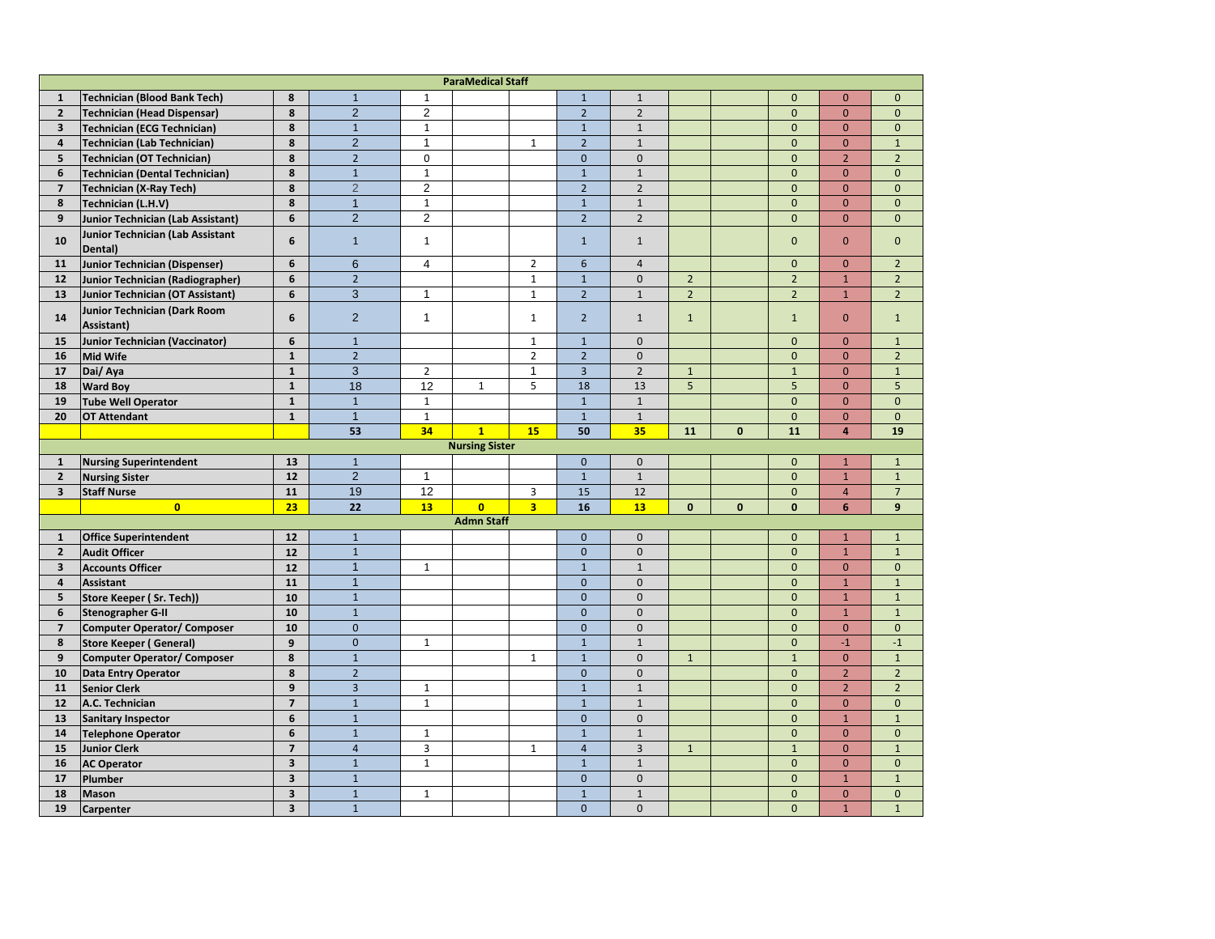| | | | | | | | | | | | | | |
|---|---|---|---|---|---|---|---|---|---|---|---|---|---|
| **ParaMedical Staff** | | | | | | | | | | | | | |
| **1** | **Technician (Blood Bank Tech)** | **8** | 1 | 1 | | | 1 | 1 | | | 0 | 0 | 0 |
| **2** | **Technician (Head Dispensar)** | **8** | 2 | 2 | | | 2 | 2 | | | 0 | 0 | 0 |
| **3** | **Technician (ECG Technician)** | **8** | 1 | 1 | | | 1 | 1 | | | 0 | 0 | 0 |
| **4** | **Technician (Lab Technician)** | **8** | 2 | 1 | | 1 | 2 | 1 | | | 0 | 0 | 1 |
| **5** | **Technician (OT Technician)** | **8** | 2 | 0 | | | 0 | 0 | | | 0 | 2 | 2 |
| **6** | **Technician (Dental Technician)** | **8** | 1 | 1 | | | 1 | 1 | | | 0 | 0 | 0 |
| **7** | **Technician (X-Ray Tech)** | **8** | 2 | 2 | | | 2 | 2 | | | 0 | 0 | 0 |
| **8** | **Technician (L.H.V)** | **8** | 1 | 1 | | | 1 | 1 | | | 0 | 0 | 0 |
| **9** | **Junior Technician (Lab Assistant)** | **6** | 2 | 2 | | | 2 | 2 | | | 0 | 0 | 0 |
| **10** | **Junior Technician (Lab Assistant Dental)** | **6** | 1 | 1 | | | 1 | 1 | | | 0 | 0 | 0 |
| **11** | **Junior Technician (Dispenser)** | **6** | 6 | 4 | | 2 | 6 | 4 | | | 0 | 0 | 2 |
| **12** | **Junior Technician (Radiographer)** | **6** | 2 | | | 1 | 1 | 0 | 2 | | 2 | 1 | 2 |
| **13** | **Junior Technician (OT Assistant)** | **6** | 3 | 1 | | 1 | 2 | 1 | 2 | | 2 | 1 | 2 |
| **14** | **Junior Technician (Dark Room Assistant)** | **6** | 2 | 1 | | 1 | 2 | 1 | 1 | | 1 | 0 | 1 |
| **15** | **Junior Technician (Vaccinator)** | **6** | 1 | | | 1 | 1 | 0 | | | 0 | 0 | 1 |
| **16** | **Mid Wife** | **1** | 2 | | | 2 | 2 | 0 | | | 0 | 0 | 2 |
| **17** | **Dai/ Aya** | **1** | 3 | 2 | | 1 | 3 | 2 | 1 | | 1 | 0 | 1 |
| **18** | **Ward Boy** | **1** | 18 | 12 | 1 | 5 | 18 | 13 | 5 | | 5 | 0 | 5 |
| **19** | **Tube Well Operator** | **1** | 1 | 1 | | | 1 | 1 | | | 0 | 0 | 0 |
| **20** | **OT Attendant** | **1** | 1 | 1 | | | 1 | 1 | | | 0 | 0 | 0 |
| | | | **53** | **34** | **1** | **15** | **50** | **35** | **11** | **0** | **11** | **4** | **19** |
| **Nursing Sister** | | | | | | | | | | | | | |
| **1** | **Nursing Superintendent** | **13** | 1 | | | | 0 | 0 | | | 0 | 1 | 1 |
| **2** | **Nursing Sister** | **12** | 2 | 1 | | | 1 | 1 | | | 0 | 1 | 1 |
| **3** | **Staff Nurse** | **11** | 19 | 12 | | 3 | 15 | 12 | | | 0 | 4 | 7 |
| | **0** | **23** | **22** | **13** | **0** | **3** | **16** | **13** | **0** | **0** | **0** | **6** | **9** |
| **Admn Staff** | | | | | | | | | | | | | |
| **1** | **Office Superintendent** | **12** | 1 | | | | 0 | 0 | | | 0 | 1 | 1 |
| **2** | **Audit Officer** | **12** | 1 | | | | 0 | 0 | | | 0 | 1 | 1 |
| **3** | **Accounts Officer** | **12** | 1 | 1 | | | 1 | 1 | | | 0 | 0 | 0 |
| **4** | **Assistant** | **11** | 1 | | | | 0 | 0 | | | 0 | 1 | 1 |
| **5** | **Store Keeper ( Sr. Tech))** | **10** | 1 | | | | 0 | 0 | | | 0 | 1 | 1 |
| **6** | **Stenographer G-II** | **10** | 1 | | | | 0 | 0 | | | 0 | 1 | 1 |
| **7** | **Computer Operator/ Composer** | **10** | 0 | | | | 0 | 0 | | | 0 | 0 | 0 |
| **8** | **Store Keeper ( General)** | **9** | 0 | 1 | | | 1 | 1 | | | 0 | -1 | -1 |
| **9** | **Computer Operator/ Composer** | **8** | 1 | | | 1 | 1 | 0 | 1 | | 1 | 0 | 1 |
| **10** | **Data Entry Operator** | **8** | 2 | | | | 0 | 0 | | | 0 | 2 | 2 |
| **11** | **Senior Clerk** | **9** | 3 | 1 | | | 1 | 1 | | | 0 | 2 | 2 |
| **12** | **A.C. Technician** | **7** | 1 | 1 | | | 1 | 1 | | | 0 | 0 | 0 |
| **13** | **Sanitary Inspector** | **6** | 1 | | | | 0 | 0 | | | 0 | 1 | 1 |
| **14** | **Telephone Operator** | **6** | 1 | 1 | | | 1 | 1 | | | 0 | 0 | 0 |
| **15** | **Junior Clerk** | **7** | 4 | 3 | | 1 | 4 | 3 | 1 | | 1 | 0 | 1 |
| **16** | **AC Operator** | **3** | 1 | 1 | | | 1 | 1 | | | 0 | 0 | 0 |
| **17** | **Plumber** | **3** | 1 | | | | 0 | 0 | | | 0 | 1 | 1 |
| **18** | **Mason** | **3** | 1 | 1 | | | 1 | 1 | | | 0 | 0 | 0 |
| **19** | **Carpenter** | **3** | 1 | | | | 0 | 0 | | | 0 | 1 | 1 |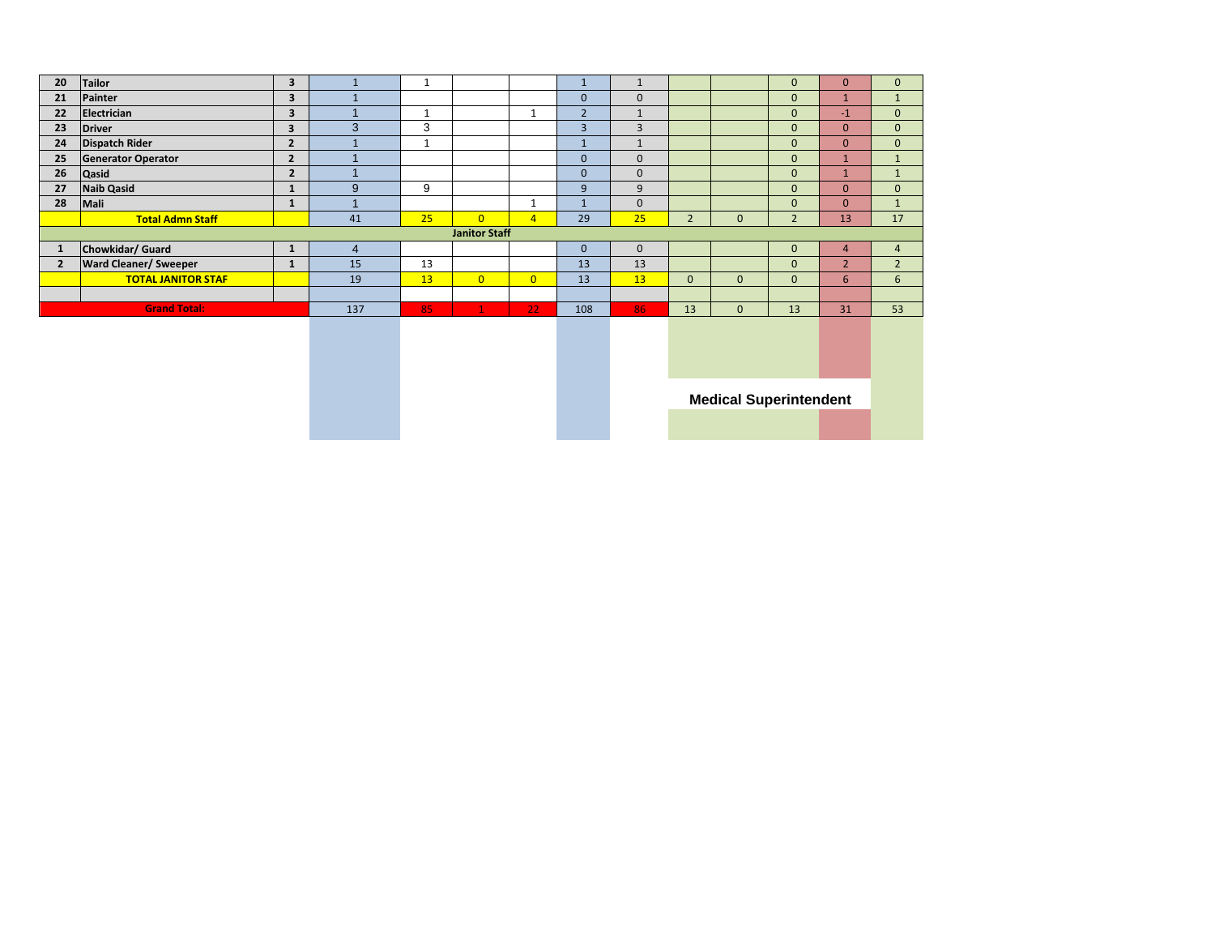| | | | | | | | | | | | | | |
|---|---|---|---|---|---|---|---|---|---|---|---|---|---|
| 20 | Tailor | 3 | 1 | 1 | | | 1 | 1 | | | 0 | 0 | 0 |
| 21 | Painter | 3 | 1 | | | | 0 | 0 | | | 0 | 1 | 1 |
| 22 | Electrician | 3 | 1 | 1 | | 1 | 2 | 1 | | | 0 | -1 | 0 |
| 23 | Driver | 3 | 3 | 3 | | | 3 | 3 | | | 0 | 0 | 0 |
| 24 | Dispatch Rider | 2 | 1 | 1 | | | 1 | 1 | | | 0 | 0 | 0 |
| 25 | Generator Operator | 2 | 1 | | | | 0 | 0 | | | 0 | 1 | 1 |
| 26 | Qasid | 2 | 1 | | | | 0 | 0 | | | 0 | 1 | 1 |
| 27 | Naib Qasid | 1 | 9 | 9 | | | 9 | 9 | | | 0 | 0 | 0 |
| 28 | Mali | 1 | 1 | | | 1 | 1 | 0 | | | 0 | 0 | 1 |
| | **Total Admn Staff** | | 41 | 25 | 0 | 4 | 29 | 25 | 2 | 0 | 2 | 13 | 17 |
| | | | | | **Janitor Staff** | | | | | | | | |
| 1 | Chowkidar/ Guard | 1 | 4 | | | | 0 | 0 | | | 0 | 4 | 4 |
| 2 | Ward Cleaner/ Sweeper | 1 | 15 | 13 | | | 13 | 13 | | | 0 | 2 | 2 |
| | **TOTAL JANITOR STAF** | | 19 | 13 | 0 | 0 | 13 | 13 | 0 | 0 | 0 | 6 | 6 |
| | | | | | | | | | | | | | |
| | **Grand Total:** | | 137 | 85 | 1 | 22 | 108 | 86 | 13 | 0 | 13 | 31 | 53 |

**Medical Superintendent**